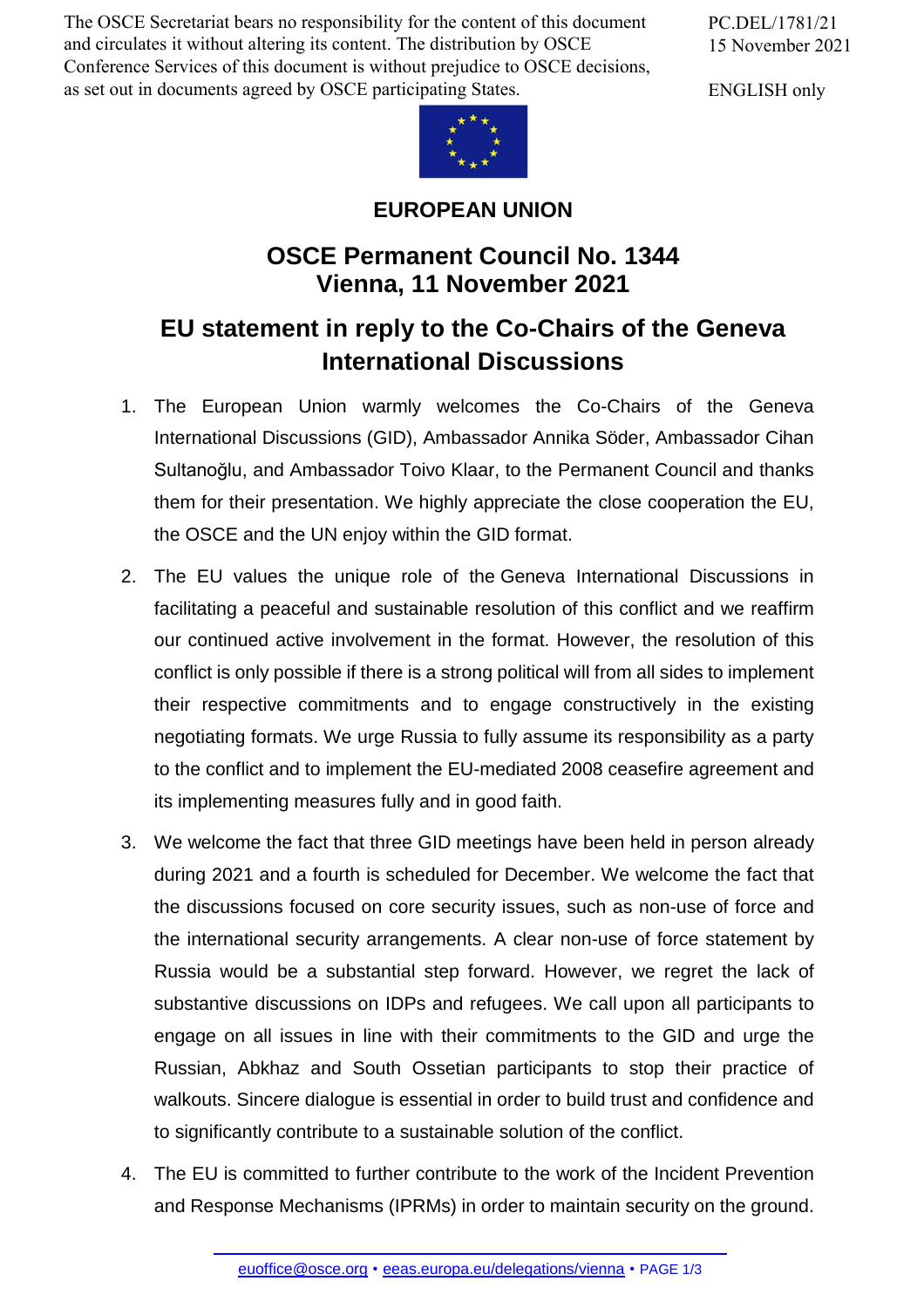The OSCE Secretariat bears no responsibility for the content of this document and circulates it without altering its content. The distribution by OSCE Conference Services of this document is without prejudice to OSCE decisions, as set out in documents agreed by OSCE participating States.

PC.DEL/1781/21
15 November 2021

ENGLISH only

# EUROPEAN UNION

## OSCE Permanent Council No. 1344
## Vienna, 11 November 2021

## EU statement in reply to the Co-Chairs of the Geneva International Discussions

1. The European Union warmly welcomes the Co-Chairs of the Geneva International Discussions (GID), Ambassador Annika Söder, Ambassador Cihan Sultanoğlu, and Ambassador Toivo Klaar, to the Permanent Council and thanks them for their presentation. We highly appreciate the close cooperation the EU, the OSCE and the UN enjoy within the GID format.

2. The EU values the unique role of the Geneva International Discussions in facilitating a peaceful and sustainable resolution of this conflict and we reaffirm our continued active involvement in the format. However, the resolution of this conflict is only possible if there is a strong political will from all sides to implement their respective commitments and to engage constructively in the existing negotiating formats. We urge Russia to fully assume its responsibility as a party to the conflict and to implement the EU-mediated 2008 ceasefire agreement and its implementing measures fully and in good faith.

3. We welcome the fact that three GID meetings have been held in person already during 2021 and a fourth is scheduled for December. We welcome the fact that the discussions focused on core security issues, such as non-use of force and the international security arrangements. A clear non-use of force statement by Russia would be a substantial step forward. However, we regret the lack of substantive discussions on IDPs and refugees. We call upon all participants to engage on all issues in line with their commitments to the GID and urge the Russian, Abkhaz and South Ossetian participants to stop their practice of walkouts. Sincere dialogue is essential in order to build trust and confidence and to significantly contribute to a sustainable solution of the conflict.

4. The EU is committed to further contribute to the work of the Incident Prevention and Response Mechanisms (IPRMs) in order to maintain security on the ground.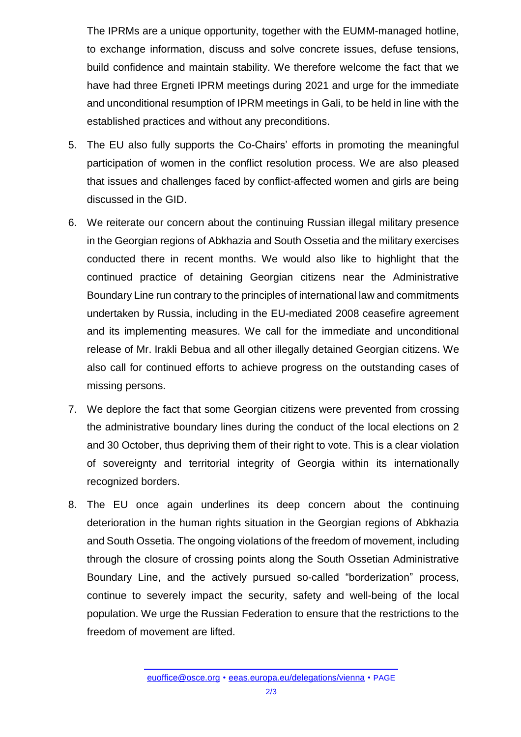The IPRMs are a unique opportunity, together with the EUMM-managed hotline, to exchange information, discuss and solve concrete issues, defuse tensions, build confidence and maintain stability. We therefore welcome the fact that we have had three Ergneti IPRM meetings during 2021 and urge for the immediate and unconditional resumption of IPRM meetings in Gali, to be held in line with the established practices and without any preconditions.

5. The EU also fully supports the Co-Chairs' efforts in promoting the meaningful participation of women in the conflict resolution process. We are also pleased that issues and challenges faced by conflict-affected women and girls are being discussed in the GID.

6. We reiterate our concern about the continuing Russian illegal military presence in the Georgian regions of Abkhazia and South Ossetia and the military exercises conducted there in recent months. We would also like to highlight that the continued practice of detaining Georgian citizens near the Administrative Boundary Line run contrary to the principles of international law and commitments undertaken by Russia, including in the EU-mediated 2008 ceasefire agreement and its implementing measures. We call for the immediate and unconditional release of Mr. Irakli Bebua and all other illegally detained Georgian citizens. We also call for continued efforts to achieve progress on the outstanding cases of missing persons.

7. We deplore the fact that some Georgian citizens were prevented from crossing the administrative boundary lines during the conduct of the local elections on 2 and 30 October, thus depriving them of their right to vote. This is a clear violation of sovereignty and territorial integrity of Georgia within its internationally recognized borders.

8. The EU once again underlines its deep concern about the continuing deterioration in the human rights situation in the Georgian regions of Abkhazia and South Ossetia. The ongoing violations of the freedom of movement, including through the closure of crossing points along the South Ossetian Administrative Boundary Line, and the actively pursued so-called "borderization" process, continue to severely impact the security, safety and well-being of the local population. We urge the Russian Federation to ensure that the restrictions to the freedom of movement are lifted.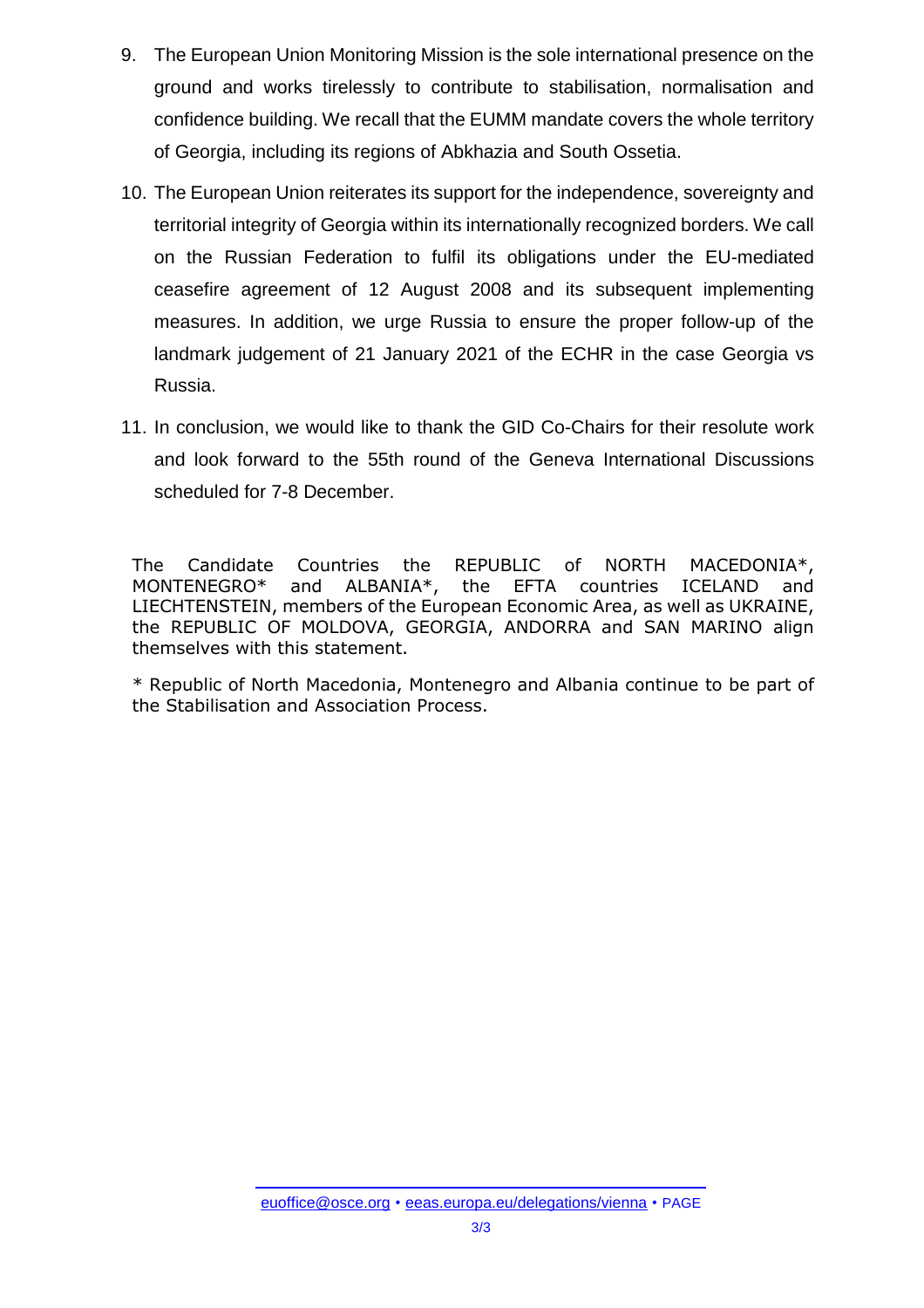9. The European Union Monitoring Mission is the sole international presence on the ground and works tirelessly to contribute to stabilisation, normalisation and confidence building. We recall that the EUMM mandate covers the whole territory of Georgia, including its regions of Abkhazia and South Ossetia.

10. The European Union reiterates its support for the independence, sovereignty and territorial integrity of Georgia within its internationally recognized borders. We call on the Russian Federation to fulfil its obligations under the EU-mediated ceasefire agreement of 12 August 2008 and its subsequent implementing measures. In addition, we urge Russia to ensure the proper follow-up of the landmark judgement of 21 January 2021 of the ECHR in the case Georgia vs Russia.

11. In conclusion, we would like to thank the GID Co-Chairs for their resolute work and look forward to the 55th round of the Geneva International Discussions scheduled for 7-8 December.

The Candidate Countries the REPUBLIC of NORTH MACEDONIA*, MONTENEGRO* and ALBANIA*, the EFTA countries ICELAND and LIECHTENSTEIN, members of the European Economic Area, as well as UKRAINE, the REPUBLIC OF MOLDOVA, GEORGIA, ANDORRA and SAN MARINO align themselves with this statement.

* Republic of North Macedonia, Montenegro and Albania continue to be part of the Stabilisation and Association Process.

euoffice@osce.org • eeas.europa.eu/delegations/vienna